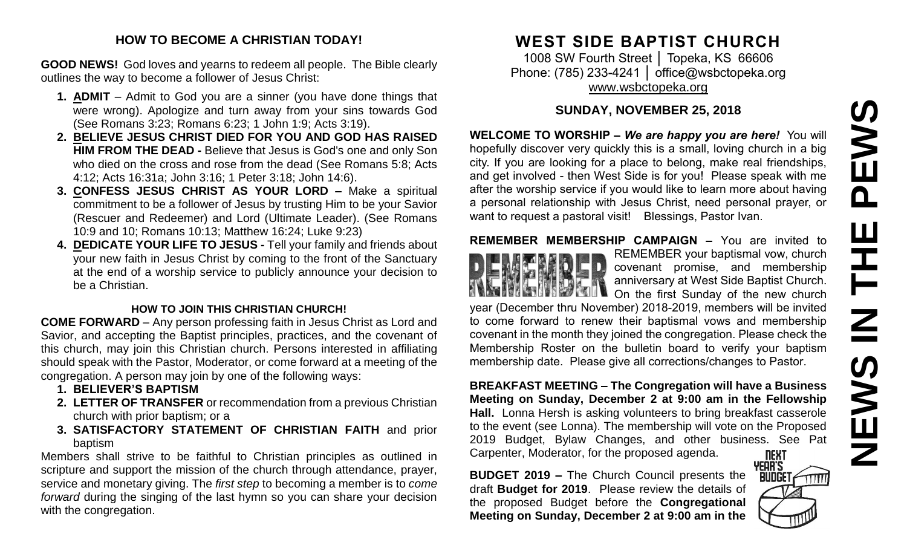## HOW TO BECOME A CHRISTIAN TODAY!

**GOOD NEWS!** God loves and yearns to redeem all people. The Bible clearly outlines the way to become a follower of Jesus Christ:

1. **ADMIT** – Admit to God you are a sinner (you have done things that were wrong). Apologize and turn away from your sins towards God (See Romans 3:23; Romans 6:23; 1 John 1:9; Acts 3:19).
2. **BELIEVE JESUS CHRIST DIED FOR YOU AND GOD HAS RAISED HIM FROM THE DEAD -** Believe that Jesus is God's one and only Son who died on the cross and rose from the dead (See Romans 5:8; Acts 4:12; Acts 16:31a; John 3:16; 1 Peter 3:18; John 14:6).
3. **CONFESS JESUS CHRIST AS YOUR LORD –** Make a spiritual commitment to be a follower of Jesus by trusting Him to be your Savior (Rescuer and Redeemer) and Lord (Ultimate Leader). (See Romans 10:9 and 10; Romans 10:13; Matthew 16:24; Luke 9:23)
4. **DEDICATE YOUR LIFE TO JESUS -** Tell your family and friends about your new faith in Jesus Christ by coming to the front of the Sanctuary at the end of a worship service to publicly announce your decision to be a Christian.

### HOW TO JOIN THIS CHRISTIAN CHURCH!

**COME FORWARD** – Any person professing faith in Jesus Christ as Lord and Savior, and accepting the Baptist principles, practices, and the covenant of this church, may join this Christian church. Persons interested in affiliating should speak with the Pastor, Moderator, or come forward at a meeting of the congregation. A person may join by one of the following ways:

1. **BELIEVER'S BAPTISM**
2. **LETTER OF TRANSFER** or recommendation from a previous Christian church with prior baptism; or a
3. **SATISFACTORY STATEMENT OF CHRISTIAN FAITH** and prior baptism

Members shall strive to be faithful to Christian principles as outlined in scripture and support the mission of the church through attendance, prayer, service and monetary giving. The *first step* to becoming a member is to *come forward* during the singing of the last hymn so you can share your decision with the congregation.

# WEST SIDE BAPTIST CHURCH

1008 SW Fourth Street │ Topeka, KS 66606
Phone: (785) 233-4241 │ office@wsbctopeka.org
www.wsbctopeka.org

## SUNDAY, NOVEMBER 25, 2018

**WELCOME TO WORSHIP –** ***We are happy you are here!*** You will hopefully discover very quickly this is a small, loving church in a big city. If you are looking for a place to belong, make real friendships, and get involved - then West Side is for you! Please speak with me after the worship service if you would like to learn more about having a personal relationship with Jesus Christ, need personal prayer, or want to request a pastoral visit! Blessings, Pastor Ivan.

**REMEMBER MEMBERSHIP CAMPAIGN –** You are invited to REMEMBER your baptismal vow, church covenant promise, and membership anniversary at West Side Baptist Church. On the first Sunday of the new church year (December thru November) 2018-2019, members will be invited to come forward to renew their baptismal vows and membership covenant in the month they joined the congregation. Please check the Membership Roster on the bulletin board to verify your baptism membership date. Please give all corrections/changes to Pastor.

**BREAKFAST MEETING – The Congregation will have a Business Meeting on Sunday, December 2 at 9:00 am in the Fellowship Hall.** Lonna Hersh is asking volunteers to bring breakfast casserole to the event (see Lonna). The membership will vote on the Proposed 2019 Budget, Bylaw Changes, and other business. See Pat Carpenter, Moderator, for the proposed agenda.

**BUDGET 2019 –** The Church Council presents the draft **Budget for 2019**. Please review the details of the proposed Budget before the **Congregational Meeting on Sunday, December 2 at 9:00 am in the**

# NEWS IN THE PEWS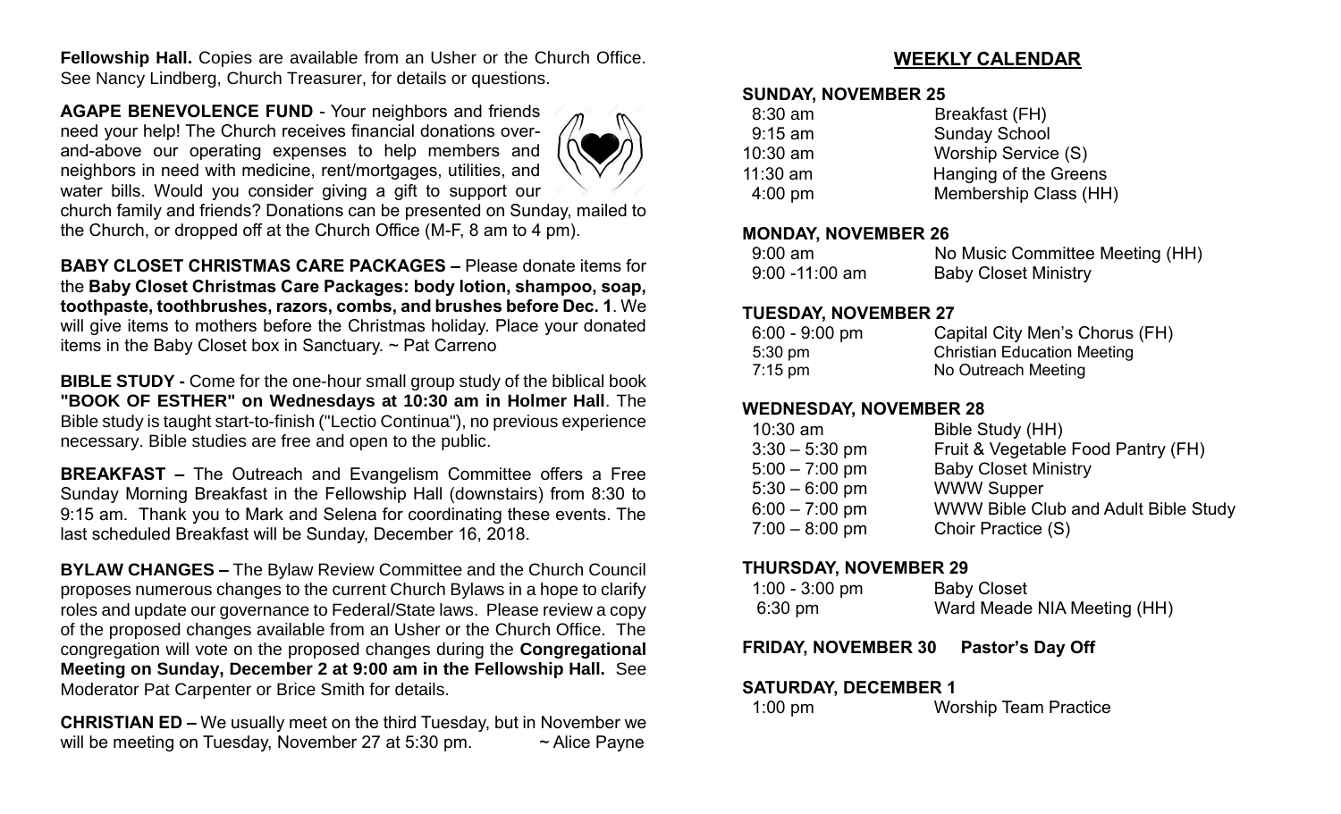**Fellowship Hall.** Copies are available from an Usher or the Church Office. See Nancy Lindberg, Church Treasurer, for details or questions.

**AGAPE BENEVOLENCE FUND** - Your neighbors and friends need your help! The Church receives financial donations over-and-above our operating expenses to help members and neighbors in need with medicine, rent/mortgages, utilities, and water bills. Would you consider giving a gift to support our church family and friends? Donations can be presented on Sunday, mailed to the Church, or dropped off at the Church Office (M-F, 8 am to 4 pm).

**BABY CLOSET CHRISTMAS CARE PACKAGES –** Please donate items for the **Baby Closet Christmas Care Packages: body lotion, shampoo, soap, toothpaste, toothbrushes, razors, combs, and brushes before Dec. 1**. We will give items to mothers before the Christmas holiday. Place your donated items in the Baby Closet box in Sanctuary. ~ Pat Carreno

**BIBLE STUDY -** Come for the one-hour small group study of the biblical book **"BOOK OF ESTHER" on Wednesdays at 10:30 am in Holmer Hall**. The Bible study is taught start-to-finish ("Lectio Continua"), no previous experience necessary. Bible studies are free and open to the public.

**BREAKFAST –** The Outreach and Evangelism Committee offers a Free Sunday Morning Breakfast in the Fellowship Hall (downstairs) from 8:30 to 9:15 am. Thank you to Mark and Selena for coordinating these events. The last scheduled Breakfast will be Sunday, December 16, 2018.

**BYLAW CHANGES –** The Bylaw Review Committee and the Church Council proposes numerous changes to the current Church Bylaws in a hope to clarify roles and update our governance to Federal/State laws. Please review a copy of the proposed changes available from an Usher or the Church Office. The congregation will vote on the proposed changes during the **Congregational Meeting on Sunday, December 2 at 9:00 am in the Fellowship Hall.** See Moderator Pat Carpenter or Brice Smith for details.

**CHRISTIAN ED –** We usually meet on the third Tuesday, but in November we will be meeting on Tuesday, November 27 at 5:30 pm. ~ Alice Payne

## WEEKLY CALENDAR

**SUNDAY, NOVEMBER 25**

| | |
|---|---|
| 8:30 am | Breakfast (FH) |
| 9:15 am | Sunday School |
| 10:30 am | Worship Service (S) |
| 11:30 am | Hanging of the Greens |
| 4:00 pm | Membership Class (HH) |

**MONDAY, NOVEMBER 26**

| | |
|---|---|
| 9:00 am | No Music Committee Meeting (HH) |
| 9:00 -11:00 am | Baby Closet Ministry |

**TUESDAY, NOVEMBER 27**

| | |
|---|---|
| 6:00 - 9:00 pm | Capital City Men's Chorus (FH) |
| 5:30 pm | Christian Education Meeting |
| 7:15 pm | No Outreach Meeting |

**WEDNESDAY, NOVEMBER 28**

| | |
|---|---|
| 10:30 am | Bible Study (HH) |
| 3:30 – 5:30 pm | Fruit & Vegetable Food Pantry (FH) |
| 5:00 – 7:00 pm | Baby Closet Ministry |
| 5:30 – 6:00 pm | WWW Supper |
| 6:00 – 7:00 pm | WWW Bible Club and Adult Bible Study |
| 7:00 – 8:00 pm | Choir Practice (S) |

**THURSDAY, NOVEMBER 29**

| | |
|---|---|
| 1:00 - 3:00 pm | Baby Closet |
| 6:30 pm | Ward Meade NIA Meeting (HH) |

**FRIDAY, NOVEMBER 30 Pastor's Day Off**

**SATURDAY, DECEMBER 1**

| | |
|---|---|
| 1:00 pm | Worship Team Practice |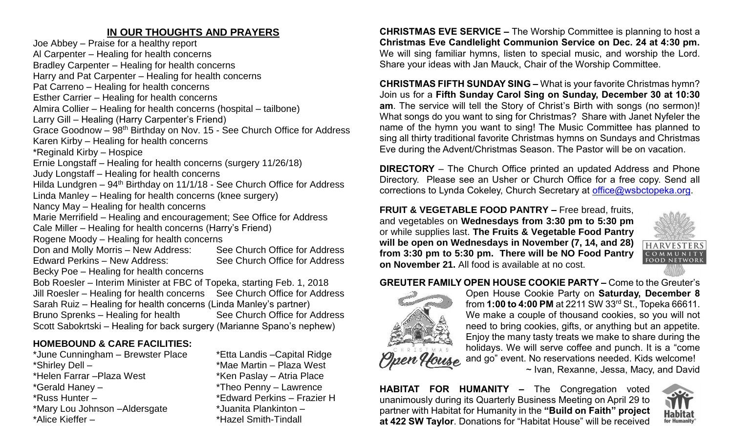## IN OUR THOUGHTS AND PRAYERS

Joe Abbey – Praise for a healthy report
Al Carpenter – Healing for health concerns
Bradley Carpenter – Healing for health concerns
Harry and Pat Carpenter – Healing for health concerns
Pat Carreno – Healing for health concerns
Esther Carrier – Healing for health concerns
Almira Collier – Healing for health concerns (hospital – tailbone)
Larry Gill – Healing (Harry Carpenter's Friend)
Grace Goodnow – 98th Birthday on Nov. 15 - See Church Office for Address
Karen Kirby – Healing for health concerns
*Reginald Kirby – Hospice
Ernie Longstaff – Healing for health concerns (surgery 11/26/18)
Judy Longstaff – Healing for health concerns
Hilda Lundgren – 94th Birthday on 11/1/18 - See Church Office for Address
Linda Manley – Healing for health concerns (knee surgery)
Nancy May – Healing for health concerns
Marie Merrifield – Healing and encouragement; See Office for Address
Cale Miller – Healing for health concerns (Harry's Friend)
Rogene Moody – Healing for health concerns
Don and Molly Morris – New Address: See Church Office for Address
Edward Perkins – New Address: See Church Office for Address
Becky Poe – Healing for health concerns
Bob Roesler – Interim Minister at FBC of Topeka, starting Feb. 1, 2018
Jill Roesler – Healing for health concerns See Church Office for Address
Sarah Ruiz – Healing for health concerns (Linda Manley's partner)
Bruno Sprenks – Healing for health See Church Office for Address
Scott Sabokrtski – Healing for back surgery (Marianne Spano's nephew)

### HOMEBOUND & CARE FACILITIES:

*June Cunningham – Brewster Place
*Shirley Dell –
*Helen Farrar –Plaza West
*Gerald Haney –
*Russ Hunter –
*Mary Lou Johnson –Aldersgate
*Alice Kieffer –
*Etta Landis –Capital Ridge
*Mae Martin – Plaza West
*Ken Paslay – Atria Place
*Theo Penny – Lawrence
*Edward Perkins – Frazier H
*Juanita Plankinton –
*Hazel Smith-Tindall

**CHRISTMAS EVE SERVICE –** The Worship Committee is planning to host a **Christmas Eve Candlelight Communion Service on Dec. 24 at 4:30 pm.** We will sing familiar hymns, listen to special music, and worship the Lord. Share your ideas with Jan Mauck, Chair of the Worship Committee.

**CHRISTMAS FIFTH SUNDAY SING –** What is your favorite Christmas hymn? Join us for a **Fifth Sunday Carol Sing on Sunday, December 30 at 10:30 am**. The service will tell the Story of Christ's Birth with songs (no sermon)! What songs do you want to sing for Christmas? Share with Janet Nyfeler the name of the hymn you want to sing! The Music Committee has planned to sing all thirty traditional favorite Christmas hymns on Sundays and Christmas Eve during the Advent/Christmas Season. The Pastor will be on vacation.

**DIRECTORY** – The Church Office printed an updated Address and Phone Directory. Please see an Usher or Church Office for a free copy. Send all corrections to Lynda Cokeley, Church Secretary at office@wsbctopeka.org.

**FRUIT & VEGETABLE FOOD PANTRY –** Free bread, fruits, and vegetables on **Wednesdays from 3:30 pm to 5:30 pm** or while supplies last. **The Fruits & Vegetable Food Pantry will be open on Wednesdays in November (7, 14, and 28) from 3:30 pm to 5:30 pm. There will be NO Food Pantry on November 21.** All food is available at no cost.

**GREUTER FAMILY OPEN HOUSE COOKIE PARTY –** Come to the Greuter's Open House Cookie Party on **Saturday, December 8** from **1:00 to 4:00 PM** at 2211 SW 33rd St., Topeka 66611. We make a couple of thousand cookies, so you will not need to bring cookies, gifts, or anything but an appetite. Enjoy the many tasty treats we make to share during the holidays. We will serve coffee and punch. It is a "come and go" event. No reservations needed. Kids welcome!
~ Ivan, Rexanne, Jessa, Macy, and David

**HABITAT FOR HUMANITY –** The Congregation voted unanimously during its Quarterly Business Meeting on April 29 to partner with Habitat for Humanity in the **"Build on Faith" project at 422 SW Taylor**. Donations for "Habitat House" will be received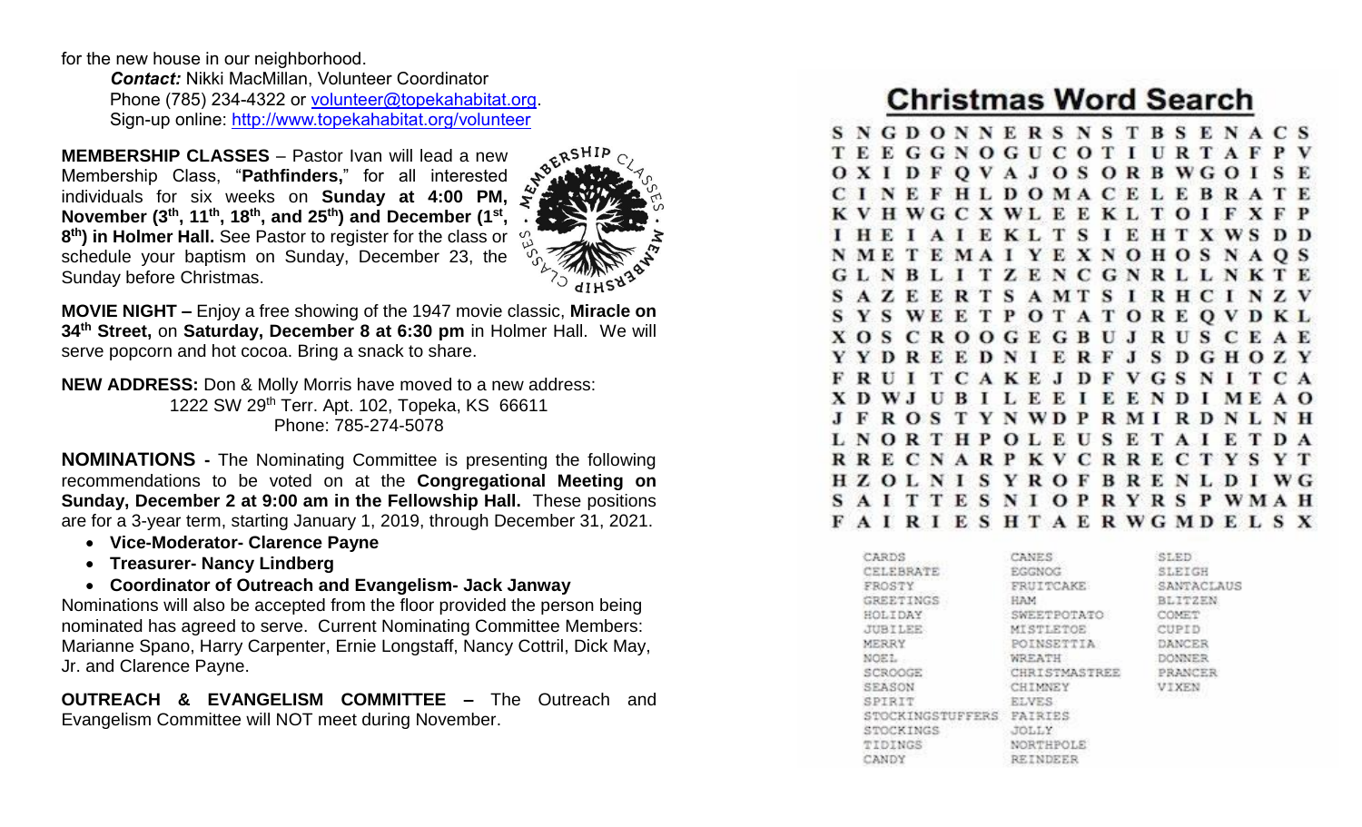for the new house in our neighborhood.

***Contact:*** Nikki MacMillan, Volunteer Coordinator
Phone (785) 234-4322 or volunteer@topekahabitat.org.
Sign-up online: http://www.topekahabitat.org/volunteer

**MEMBERSHIP CLASSES** – Pastor Ivan will lead a new Membership Class, "**Pathfinders,**" for all interested individuals for six weeks on **Sunday at 4:00 PM, November (3rd, 11th, 18th, and 25th) and December (1st, 8th) in Holmer Hall.** See Pastor to register for the class or schedule your baptism on Sunday, December 23, the Sunday before Christmas.

**MOVIE NIGHT –** Enjoy a free showing of the 1947 movie classic, **Miracle on 34th Street,** on **Saturday, December 8 at 6:30 pm** in Holmer Hall. We will serve popcorn and hot cocoa. Bring a snack to share.

**NEW ADDRESS:** Don & Molly Morris have moved to a new address:
1222 SW 29th Terr. Apt. 102, Topeka, KS 66611
Phone: 785-274-5078

**NOMINATIONS -** The Nominating Committee is presenting the following recommendations to be voted on at the **Congregational Meeting on Sunday, December 2 at 9:00 am in the Fellowship Hall.** These positions are for a 3-year term, starting January 1, 2019, through December 31, 2021.

- **Vice-Moderator- Clarence Payne**
- **Treasurer- Nancy Lindberg**
- **Coordinator of Outreach and Evangelism- Jack Janway**

Nominations will also be accepted from the floor provided the person being nominated has agreed to serve. Current Nominating Committee Members: Marianne Spano, Harry Carpenter, Ernie Longstaff, Nancy Cottril, Dick May, Jr. and Clarence Payne.

**OUTREACH & EVANGELISM COMMITTEE –** The Outreach and Evangelism Committee will NOT meet during November.

# Christmas Word Search

```
S N G D O N N E R S N S T B S E N A C S
T E E G G N O G U C O T I U R T A F P V
O X I D F Q V A J O S O R B W G O I S E
C I N E F H L D O M A C E L E B R A T E
K V H W G C X W L E E K L T O I F X F P
I H E I A I E K L T S I E H T X W S D D
N M E T E M A I Y E X N O H O S N A Q S
G L N B L I T Z E N C G N R L L N K T E
S A Z E E R T S A M T S I R H C I N Z V
S Y S W E E T P O T A T O R E Q V D K L
X O S C R O O G E G B U J R U S C E A E
Y Y D R E E D N I E R F J S D G H O Z Y
F R U I T C A K E J D F V G S N I T C A
X D W J U B I L E E I E E N D I M E A O
J F R O S T Y N W D P R M I R D N L N H
L N O R T H P O L E U S E T A I E T D A
R R E C N A R P K V C R R E C T Y S Y T
H Z O L N I S Y R O F B R E N L D I W G
S A I T T E S N I O P R Y R S P W M A H
F A I R I E S H T A E R W G M D E L S X
```

| | | |
|---|---|---|
| CARDS | CANES | SLED |
| CELEBRATE | EGGNOG | SLEIGH |
| FROSTY | FRUITCAKE | SANTACLAUS |
| GREETINGS | HAM | BLITZEN |
| HOLIDAY | SWEETPOTATO | COMET |
| JUBILEE | MISTLETOE | CUPID |
| MERRY | POINSETTIA | DANCER |
| NOEL | WREATH | DONNER |
| SCROOGE | CHRISTMASTREE | PRANCER |
| SEASON | CHIMNEY | VIXEN |
| SPIRIT | ELVES | |
| STOCKINGSTUFFERS | FAIRIES | |
| STOCKINGS | JOLLY | |
| TIDINGS | NORTHPOLE | |
| CANDY | REINDEER | |